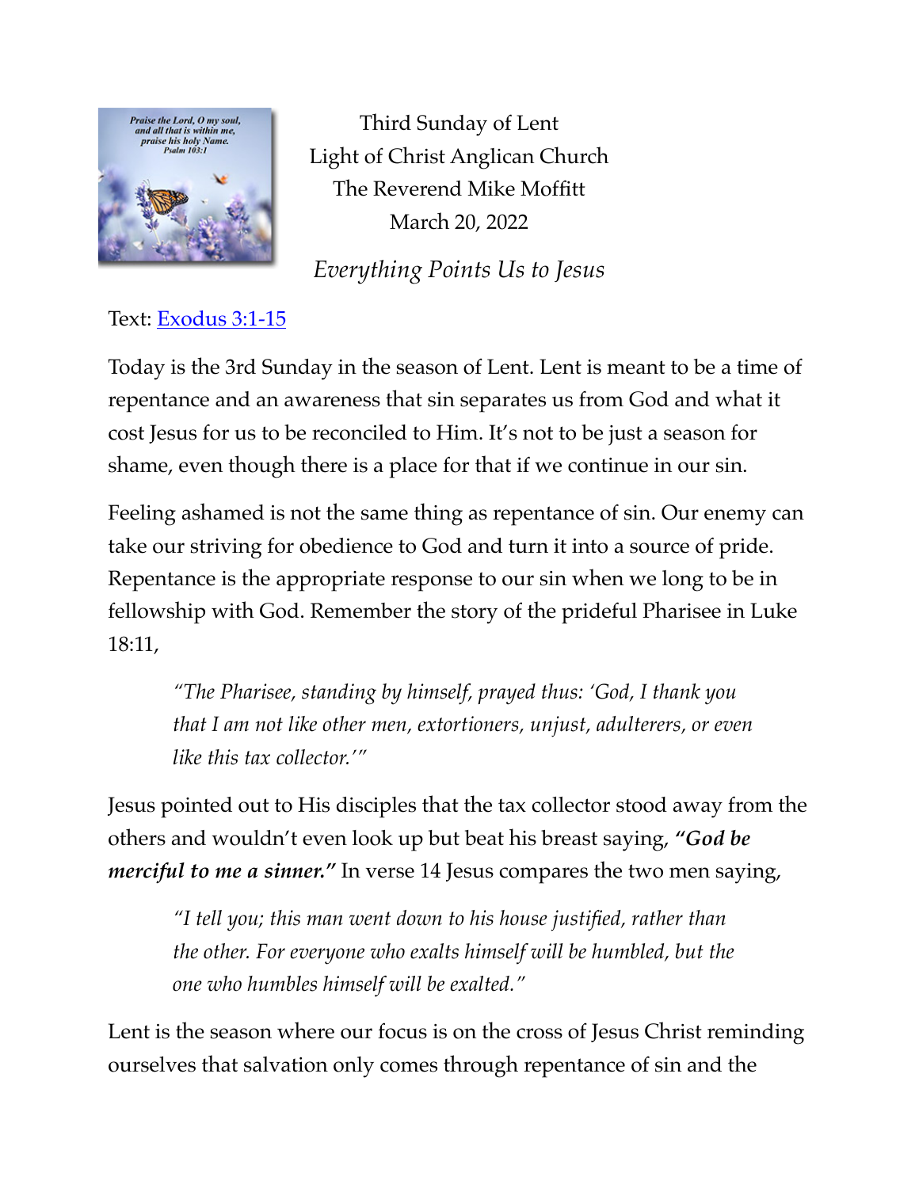Third Sunday of Lent
Light of Christ Anglican Church
The Reverend Mike Moffitt
March 20, 2022

*Everything Points Us to Jesus*

Text: Exodus 3:1-15

Today is the 3rd Sunday in the season of Lent. Lent is meant to be a time of repentance and an awareness that sin separates us from God and what it cost Jesus for us to be reconciled to Him. It's not to be just a season for shame, even though there is a place for that if we continue in our sin.

Feeling ashamed is not the same thing as repentance of sin. Our enemy can take our striving for obedience to God and turn it into a source of pride. Repentance is the appropriate response to our sin when we long to be in fellowship with God. Remember the story of the prideful Pharisee in Luke 18:11,

> *"The Pharisee, standing by himself, prayed thus: 'God, I thank you that I am not like other men, extortioners, unjust, adulterers, or even like this tax collector.'"*

Jesus pointed out to His disciples that the tax collector stood away from the others and wouldn't even look up but beat his breast saying, ***"God be merciful to me a sinner."*** In verse 14 Jesus compares the two men saying,

> *"I tell you; this man went down to his house justified, rather than the other. For everyone who exalts himself will be humbled, but the one who humbles himself will be exalted."*

Lent is the season where our focus is on the cross of Jesus Christ reminding ourselves that salvation only comes through repentance of sin and the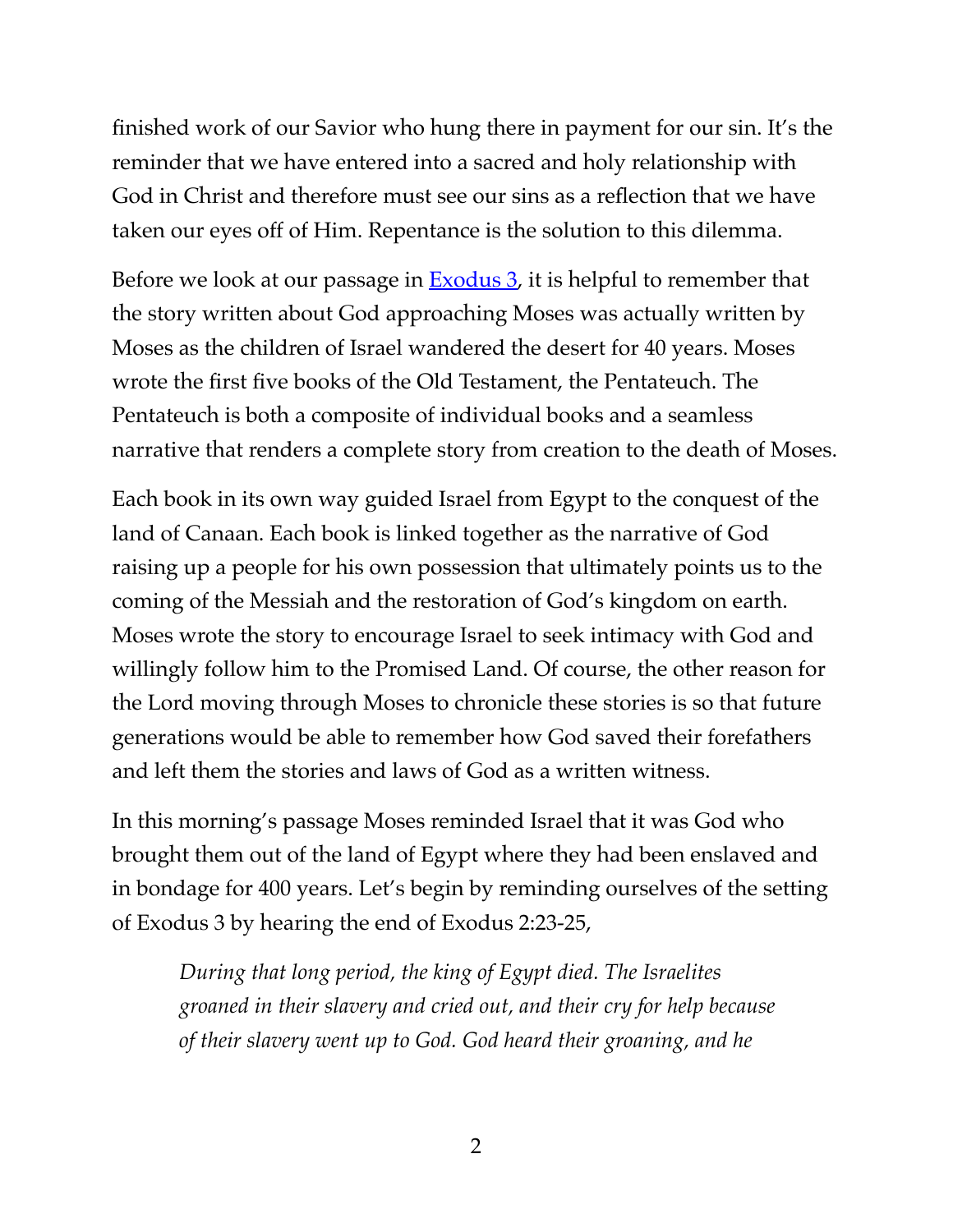finished work of our Savior who hung there in payment for our sin. It's the reminder that we have entered into a sacred and holy relationship with God in Christ and therefore must see our sins as a reflection that we have taken our eyes off of Him. Repentance is the solution to this dilemma.

Before we look at our passage in [Exodus 3](), it is helpful to remember that the story written about God approaching Moses was actually written by Moses as the children of Israel wandered the desert for 40 years. Moses wrote the first five books of the Old Testament, the Pentateuch. The Pentateuch is both a composite of individual books and a seamless narrative that renders a complete story from creation to the death of Moses.

Each book in its own way guided Israel from Egypt to the conquest of the land of Canaan. Each book is linked together as the narrative of God raising up a people for his own possession that ultimately points us to the coming of the Messiah and the restoration of God's kingdom on earth. Moses wrote the story to encourage Israel to seek intimacy with God and willingly follow him to the Promised Land. Of course, the other reason for the Lord moving through Moses to chronicle these stories is so that future generations would be able to remember how God saved their forefathers and left them the stories and laws of God as a written witness.

In this morning's passage Moses reminded Israel that it was God who brought them out of the land of Egypt where they had been enslaved and in bondage for 400 years. Let's begin by reminding ourselves of the setting of Exodus 3 by hearing the end of Exodus 2:23-25,

> *During that long period, the king of Egypt died. The Israelites groaned in their slavery and cried out, and their cry for help because of their slavery went up to God. God heard their groaning, and he*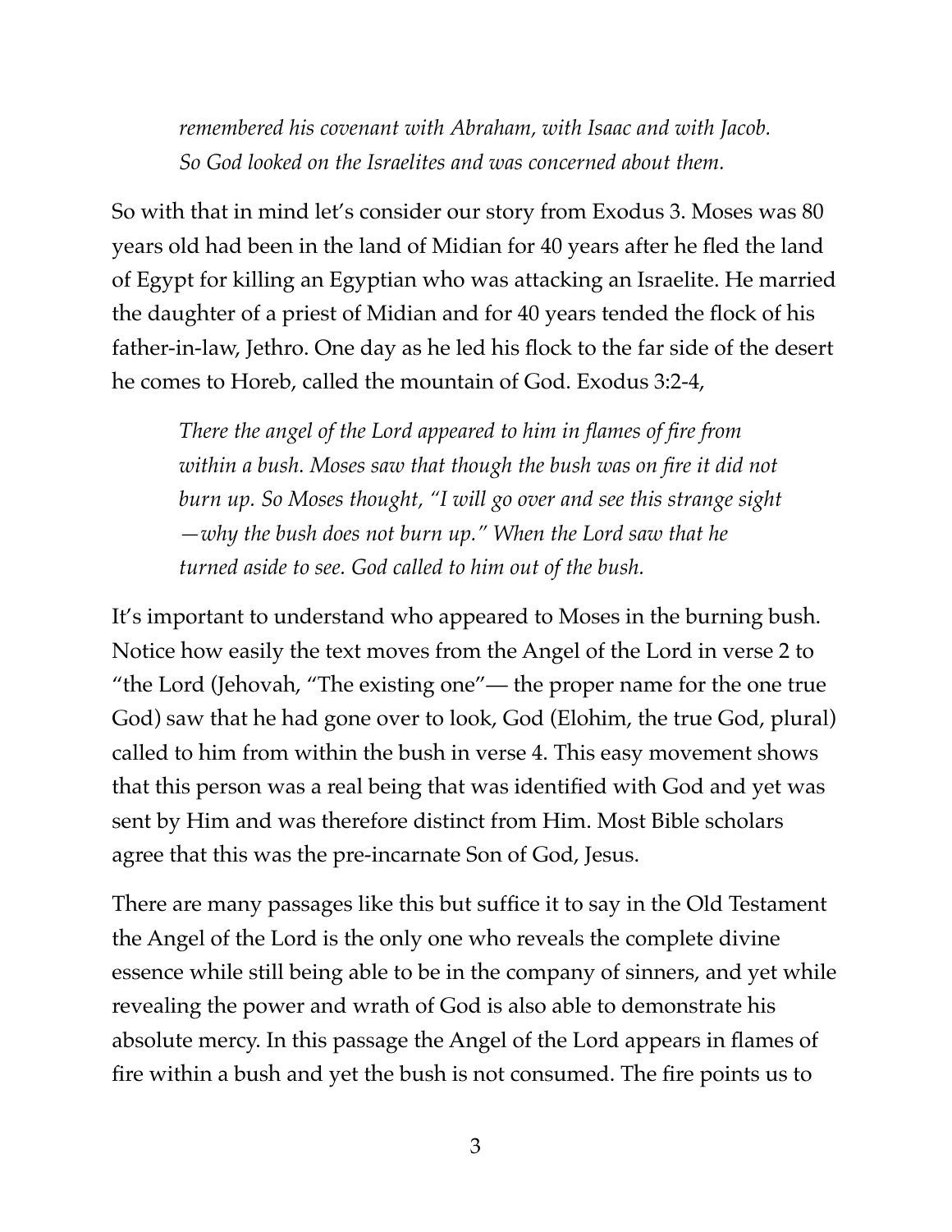*remembered his covenant with Abraham, with Isaac and with Jacob. So God looked on the Israelites and was concerned about them.*

So with that in mind let's consider our story from Exodus 3. Moses was 80 years old had been in the land of Midian for 40 years after he fled the land of Egypt for killing an Egyptian who was attacking an Israelite. He married the daughter of a priest of Midian and for 40 years tended the flock of his father-in-law, Jethro. One day as he led his flock to the far side of the desert he comes to Horeb, called the mountain of God. Exodus 3:2-4,

> *There the angel of the Lord appeared to him in flames of fire from within a bush. Moses saw that though the bush was on fire it did not burn up. So Moses thought, "I will go over and see this strange sight —why the bush does not burn up." When the Lord saw that he turned aside to see. God called to him out of the bush.*

It's important to understand who appeared to Moses in the burning bush. Notice how easily the text moves from the Angel of the Lord in verse 2 to "the Lord (Jehovah, "The existing one"— the proper name for the one true God) saw that he had gone over to look, God (Elohim, the true God, plural) called to him from within the bush in verse 4. This easy movement shows that this person was a real being that was identified with God and yet was sent by Him and was therefore distinct from Him. Most Bible scholars agree that this was the pre-incarnate Son of God, Jesus.

There are many passages like this but suffice it to say in the Old Testament the Angel of the Lord is the only one who reveals the complete divine essence while still being able to be in the company of sinners, and yet while revealing the power and wrath of God is also able to demonstrate his absolute mercy. In this passage the Angel of the Lord appears in flames of fire within a bush and yet the bush is not consumed. The fire points us to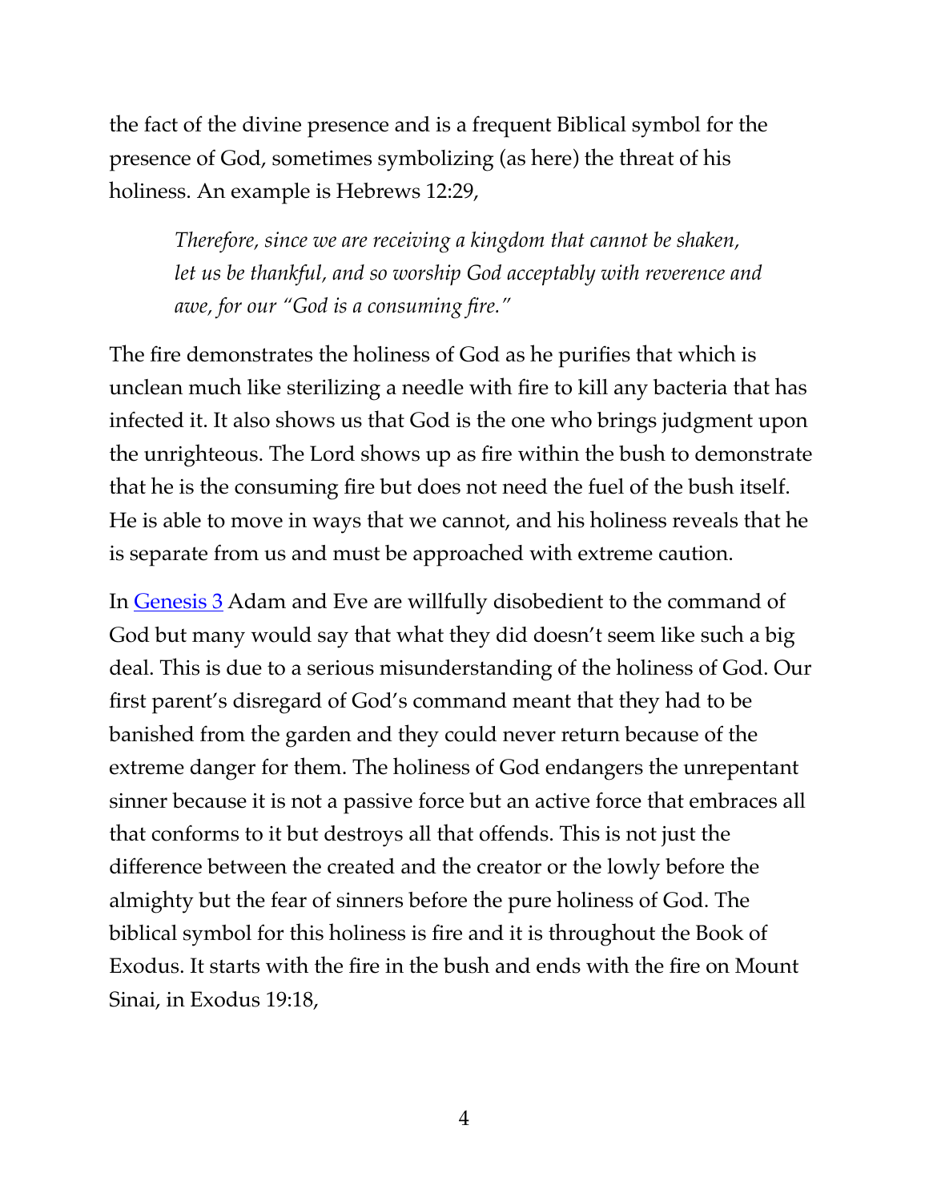the fact of the divine presence and is a frequent Biblical symbol for the presence of God, sometimes symbolizing (as here) the threat of his holiness. An example is Hebrews 12:29,

> *Therefore, since we are receiving a kingdom that cannot be shaken, let us be thankful, and so worship God acceptably with reverence and awe, for our "God is a consuming fire."*

The fire demonstrates the holiness of God as he purifies that which is unclean much like sterilizing a needle with fire to kill any bacteria that has infected it. It also shows us that God is the one who brings judgment upon the unrighteous. The Lord shows up as fire within the bush to demonstrate that he is the consuming fire but does not need the fuel of the bush itself. He is able to move in ways that we cannot, and his holiness reveals that he is separate from us and must be approached with extreme caution.

In Genesis 3 Adam and Eve are willfully disobedient to the command of God but many would say that what they did doesn't seem like such a big deal. This is due to a serious misunderstanding of the holiness of God. Our first parent's disregard of God's command meant that they had to be banished from the garden and they could never return because of the extreme danger for them. The holiness of God endangers the unrepentant sinner because it is not a passive force but an active force that embraces all that conforms to it but destroys all that offends. This is not just the difference between the created and the creator or the lowly before the almighty but the fear of sinners before the pure holiness of God. The biblical symbol for this holiness is fire and it is throughout the Book of Exodus. It starts with the fire in the bush and ends with the fire on Mount Sinai, in Exodus 19:18,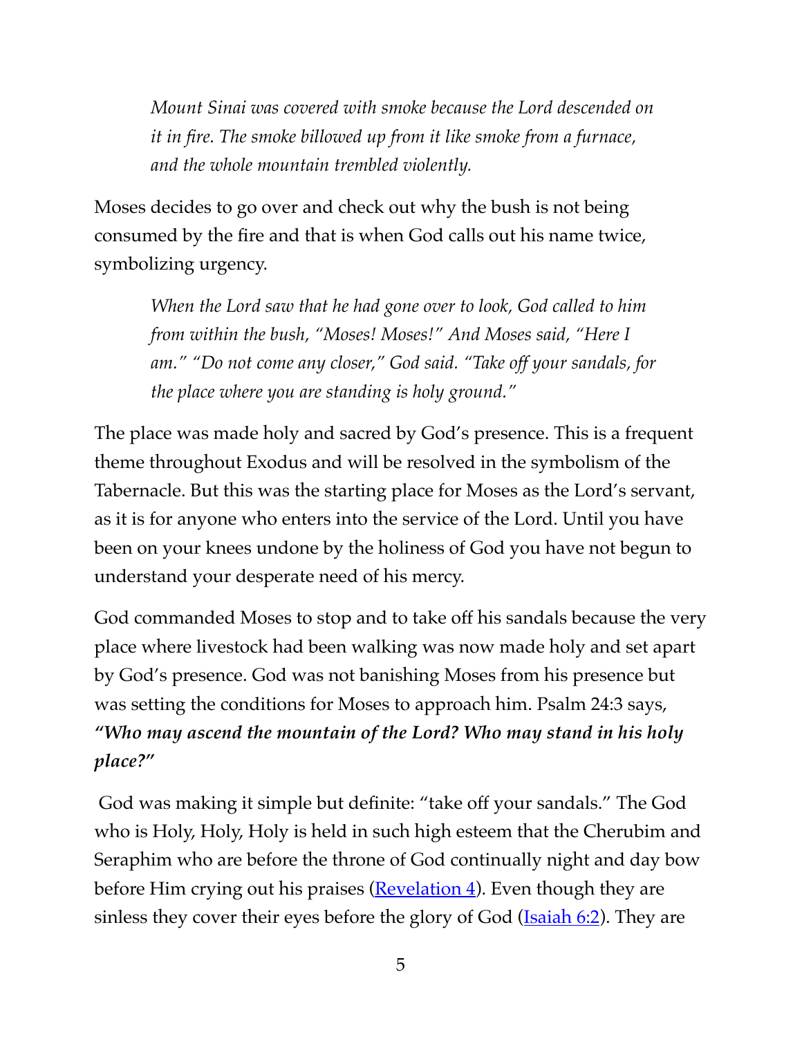> *Mount Sinai was covered with smoke because the Lord descended on it in fire. The smoke billowed up from it like smoke from a furnace, and the whole mountain trembled violently.*

Moses decides to go over and check out why the bush is not being consumed by the fire and that is when God calls out his name twice, symbolizing urgency.

> *When the Lord saw that he had gone over to look, God called to him from within the bush, "Moses! Moses!" And Moses said, "Here I am." "Do not come any closer," God said. "Take off your sandals, for the place where you are standing is holy ground."*

The place was made holy and sacred by God's presence. This is a frequent theme throughout Exodus and will be resolved in the symbolism of the Tabernacle. But this was the starting place for Moses as the Lord's servant, as it is for anyone who enters into the service of the Lord. Until you have been on your knees undone by the holiness of God you have not begun to understand your desperate need of his mercy.

God commanded Moses to stop and to take off his sandals because the very place where livestock had been walking was now made holy and set apart by God's presence. God was not banishing Moses from his presence but was setting the conditions for Moses to approach him. Psalm 24:3 says, ***"Who may ascend the mountain of the Lord? Who may stand in his holy place?"***

God was making it simple but definite: "take off your sandals." The God who is Holy, Holy, Holy is held in such high esteem that the Cherubim and Seraphim who are before the throne of God continually night and day bow before Him crying out his praises (Revelation 4). Even though they are sinless they cover their eyes before the glory of God (Isaiah 6:2). They are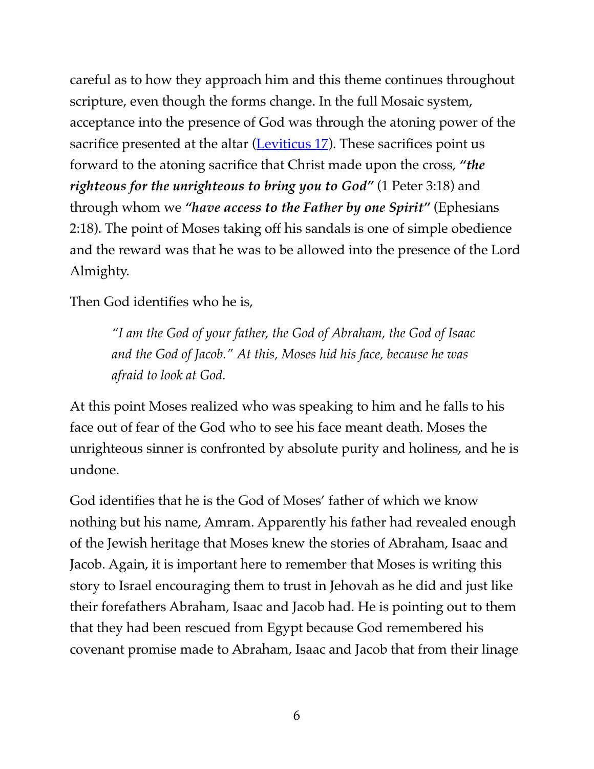careful as to how they approach him and this theme continues throughout scripture, even though the forms change. In the full Mosaic system, acceptance into the presence of God was through the atoning power of the sacrifice presented at the altar ([Leviticus 17](#)). These sacrifices point us forward to the atoning sacrifice that Christ made upon the cross, ***"the righteous for the unrighteous to bring you to God"*** (1 Peter 3:18) and through whom we ***"have access to the Father by one Spirit"*** (Ephesians 2:18). The point of Moses taking off his sandals is one of simple obedience and the reward was that he was to be allowed into the presence of the Lord Almighty.

Then God identifies who he is,

> *"I am the God of your father, the God of Abraham, the God of Isaac and the God of Jacob." At this, Moses hid his face, because he was afraid to look at God.*

At this point Moses realized who was speaking to him and he falls to his face out of fear of the God who to see his face meant death. Moses the unrighteous sinner is confronted by absolute purity and holiness, and he is undone.

God identifies that he is the God of Moses' father of which we know nothing but his name, Amram. Apparently his father had revealed enough of the Jewish heritage that Moses knew the stories of Abraham, Isaac and Jacob. Again, it is important here to remember that Moses is writing this story to Israel encouraging them to trust in Jehovah as he did and just like their forefathers Abraham, Isaac and Jacob had. He is pointing out to them that they had been rescued from Egypt because God remembered his covenant promise made to Abraham, Isaac and Jacob that from their linage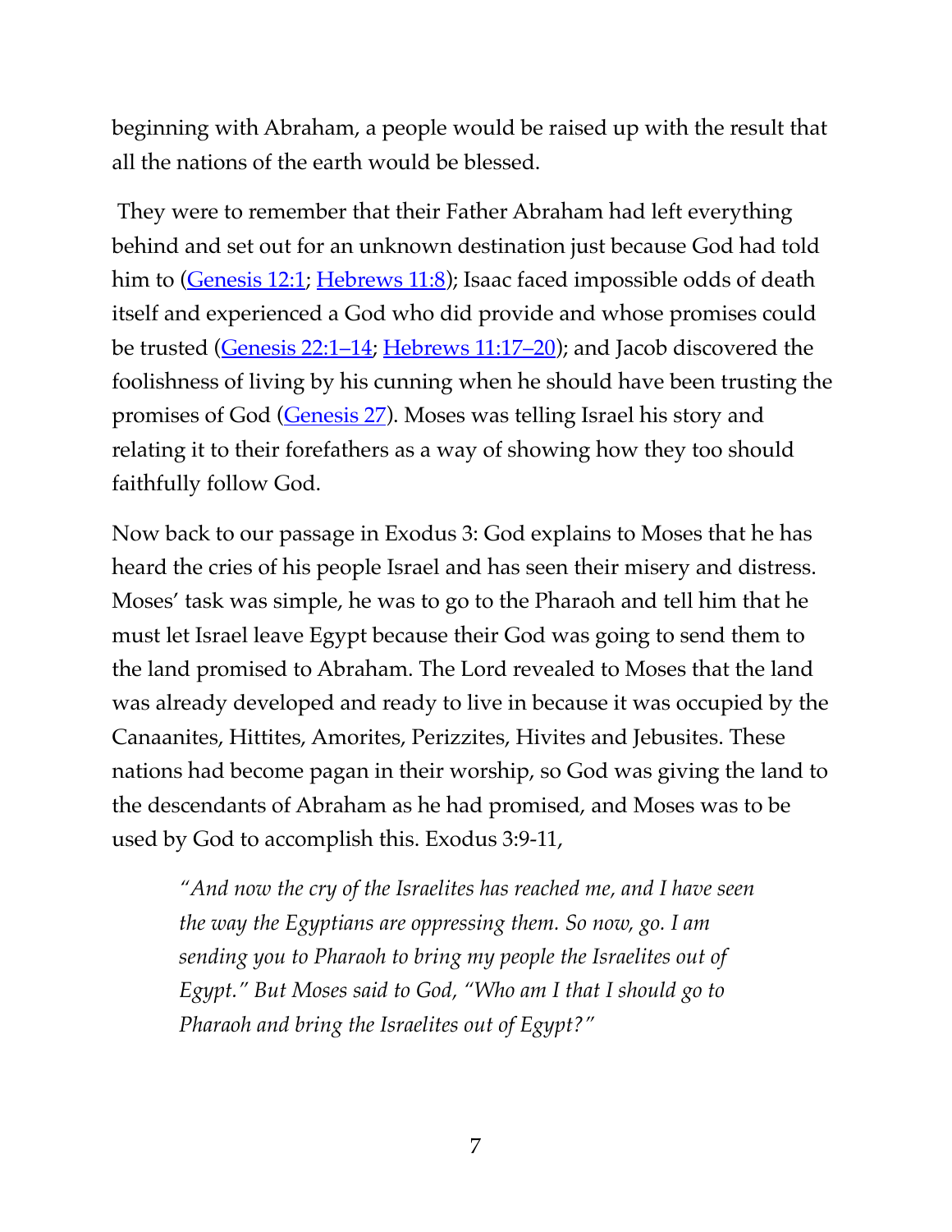beginning with Abraham, a people would be raised up with the result that all the nations of the earth would be blessed.

They were to remember that their Father Abraham had left everything behind and set out for an unknown destination just because God had told him to (Genesis 12:1; Hebrews 11:8); Isaac faced impossible odds of death itself and experienced a God who did provide and whose promises could be trusted (Genesis 22:1–14; Hebrews 11:17–20); and Jacob discovered the foolishness of living by his cunning when he should have been trusting the promises of God (Genesis 27). Moses was telling Israel his story and relating it to their forefathers as a way of showing how they too should faithfully follow God.

Now back to our passage in Exodus 3: God explains to Moses that he has heard the cries of his people Israel and has seen their misery and distress. Moses' task was simple, he was to go to the Pharaoh and tell him that he must let Israel leave Egypt because their God was going to send them to the land promised to Abraham. The Lord revealed to Moses that the land was already developed and ready to live in because it was occupied by the Canaanites, Hittites, Amorites, Perizzites, Hivites and Jebusites. These nations had become pagan in their worship, so God was giving the land to the descendants of Abraham as he had promised, and Moses was to be used by God to accomplish this. Exodus 3:9-11,

> *"And now the cry of the Israelites has reached me, and I have seen the way the Egyptians are oppressing them. So now, go. I am sending you to Pharaoh to bring my people the Israelites out of Egypt." But Moses said to God, "Who am I that I should go to Pharaoh and bring the Israelites out of Egypt?"*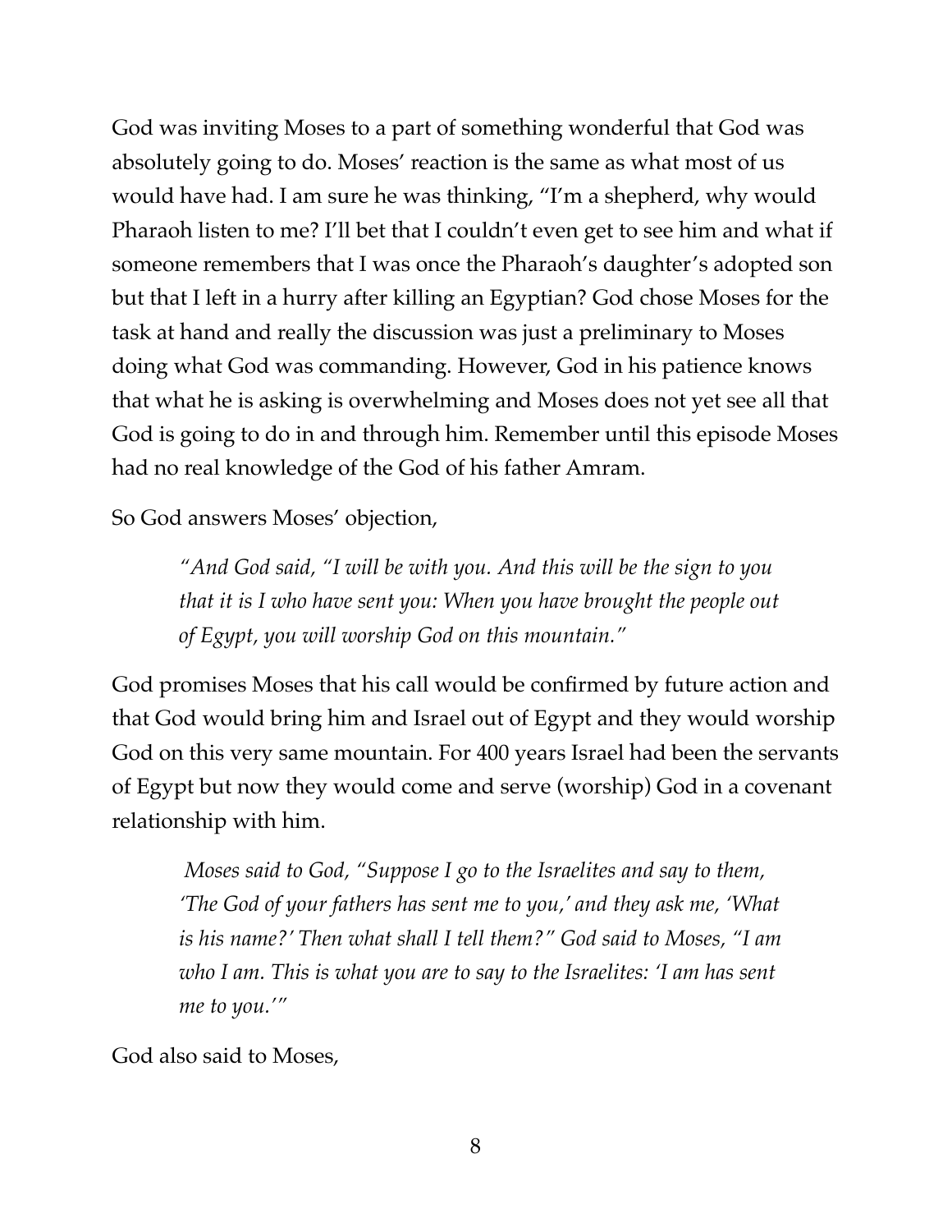God was inviting Moses to a part of something wonderful that God was absolutely going to do. Moses' reaction is the same as what most of us would have had. I am sure he was thinking, "I'm a shepherd, why would Pharaoh listen to me? I'll bet that I couldn't even get to see him and what if someone remembers that I was once the Pharaoh's daughter's adopted son but that I left in a hurry after killing an Egyptian? God chose Moses for the task at hand and really the discussion was just a preliminary to Moses doing what God was commanding. However, God in his patience knows that what he is asking is overwhelming and Moses does not yet see all that God is going to do in and through him. Remember until this episode Moses had no real knowledge of the God of his father Amram.

So God answers Moses' objection,

> *"And God said, "I will be with you. And this will be the sign to you that it is I who have sent you: When you have brought the people out of Egypt, you will worship God on this mountain."*

God promises Moses that his call would be confirmed by future action and that God would bring him and Israel out of Egypt and they would worship God on this very same mountain. For 400 years Israel had been the servants of Egypt but now they would come and serve (worship) God in a covenant relationship with him.

> *Moses said to God, "Suppose I go to the Israelites and say to them, 'The God of your fathers has sent me to you,' and they ask me, 'What is his name?' Then what shall I tell them?" God said to Moses, "I am who I am. This is what you are to say to the Israelites: 'I am has sent me to you.'"*

God also said to Moses,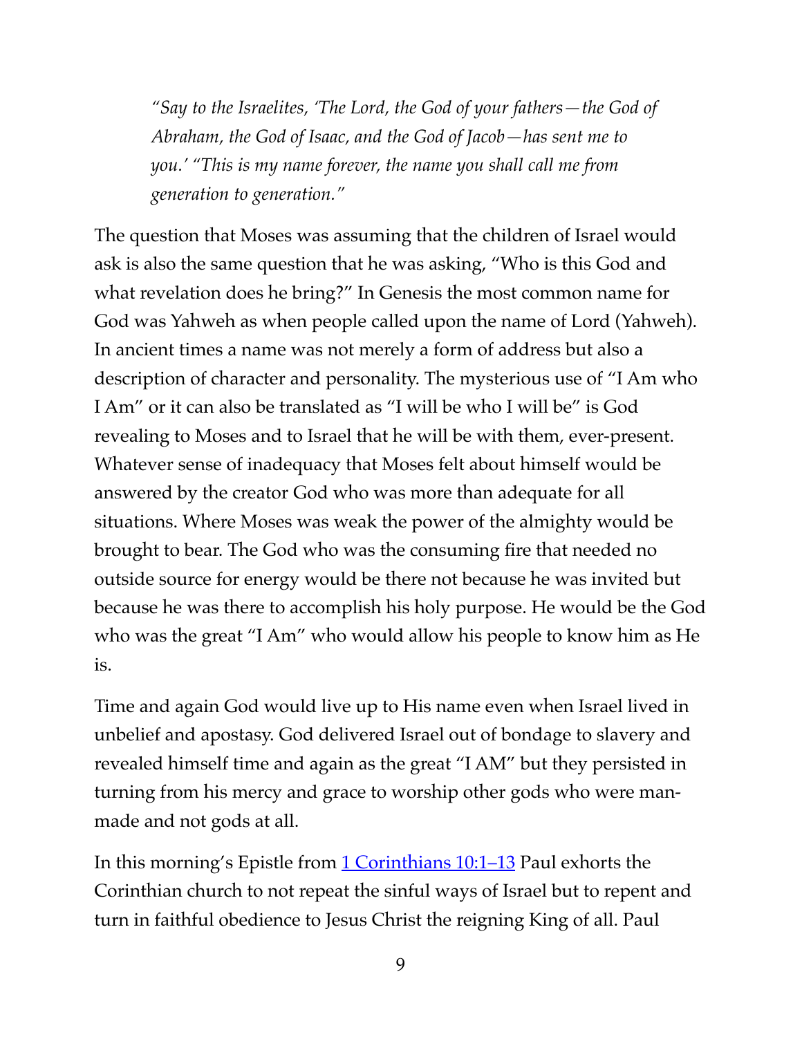> *"Say to the Israelites, 'The Lord, the God of your fathers—the God of Abraham, the God of Isaac, and the God of Jacob—has sent me to you.' "This is my name forever, the name you shall call me from generation to generation."*

The question that Moses was assuming that the children of Israel would ask is also the same question that he was asking, "Who is this God and what revelation does he bring?" In Genesis the most common name for God was Yahweh as when people called upon the name of Lord (Yahweh). In ancient times a name was not merely a form of address but also a description of character and personality. The mysterious use of "I Am who I Am" or it can also be translated as "I will be who I will be" is God revealing to Moses and to Israel that he will be with them, ever-present. Whatever sense of inadequacy that Moses felt about himself would be answered by the creator God who was more than adequate for all situations. Where Moses was weak the power of the almighty would be brought to bear. The God who was the consuming fire that needed no outside source for energy would be there not because he was invited but because he was there to accomplish his holy purpose. He would be the God who was the great "I Am" who would allow his people to know him as He is.

Time and again God would live up to His name even when Israel lived in unbelief and apostasy. God delivered Israel out of bondage to slavery and revealed himself time and again as the great "I AM" but they persisted in turning from his mercy and grace to worship other gods who were man-made and not gods at all.

In this morning's Epistle from [1 Corinthians 10:1–13]() Paul exhorts the Corinthian church to not repeat the sinful ways of Israel but to repent and turn in faithful obedience to Jesus Christ the reigning King of all. Paul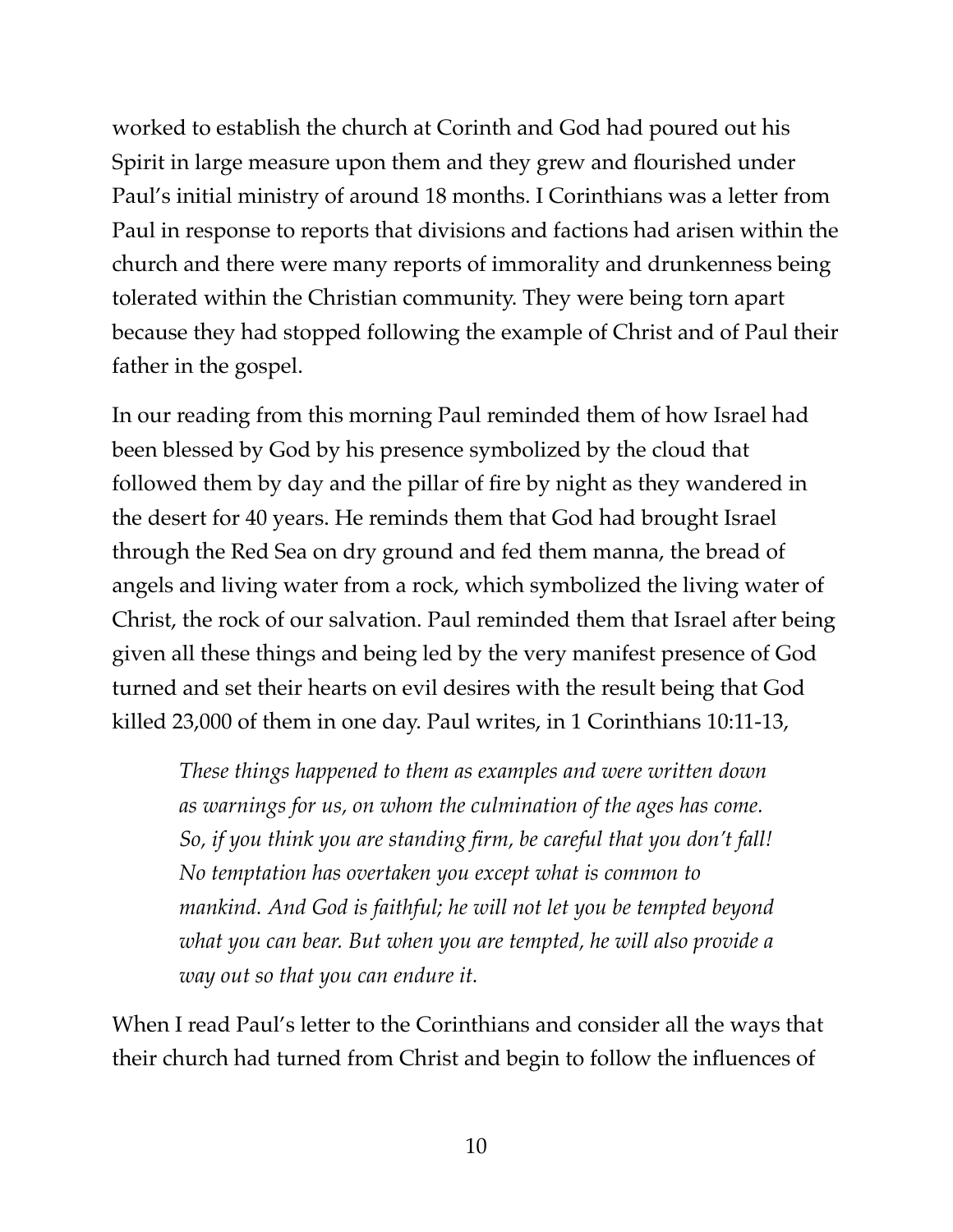worked to establish the church at Corinth and God had poured out his Spirit in large measure upon them and they grew and flourished under Paul's initial ministry of around 18 months. I Corinthians was a letter from Paul in response to reports that divisions and factions had arisen within the church and there were many reports of immorality and drunkenness being tolerated within the Christian community. They were being torn apart because they had stopped following the example of Christ and of Paul their father in the gospel.

In our reading from this morning Paul reminded them of how Israel had been blessed by God by his presence symbolized by the cloud that followed them by day and the pillar of fire by night as they wandered in the desert for 40 years. He reminds them that God had brought Israel through the Red Sea on dry ground and fed them manna, the bread of angels and living water from a rock, which symbolized the living water of Christ, the rock of our salvation. Paul reminded them that Israel after being given all these things and being led by the very manifest presence of God turned and set their hearts on evil desires with the result being that God killed 23,000 of them in one day. Paul writes, in 1 Corinthians 10:11-13,

> *These things happened to them as examples and were written down as warnings for us, on whom the culmination of the ages has come. So, if you think you are standing firm, be careful that you don't fall! No temptation has overtaken you except what is common to mankind. And God is faithful; he will not let you be tempted beyond what you can bear. But when you are tempted, he will also provide a way out so that you can endure it.*

When I read Paul's letter to the Corinthians and consider all the ways that their church had turned from Christ and begin to follow the influences of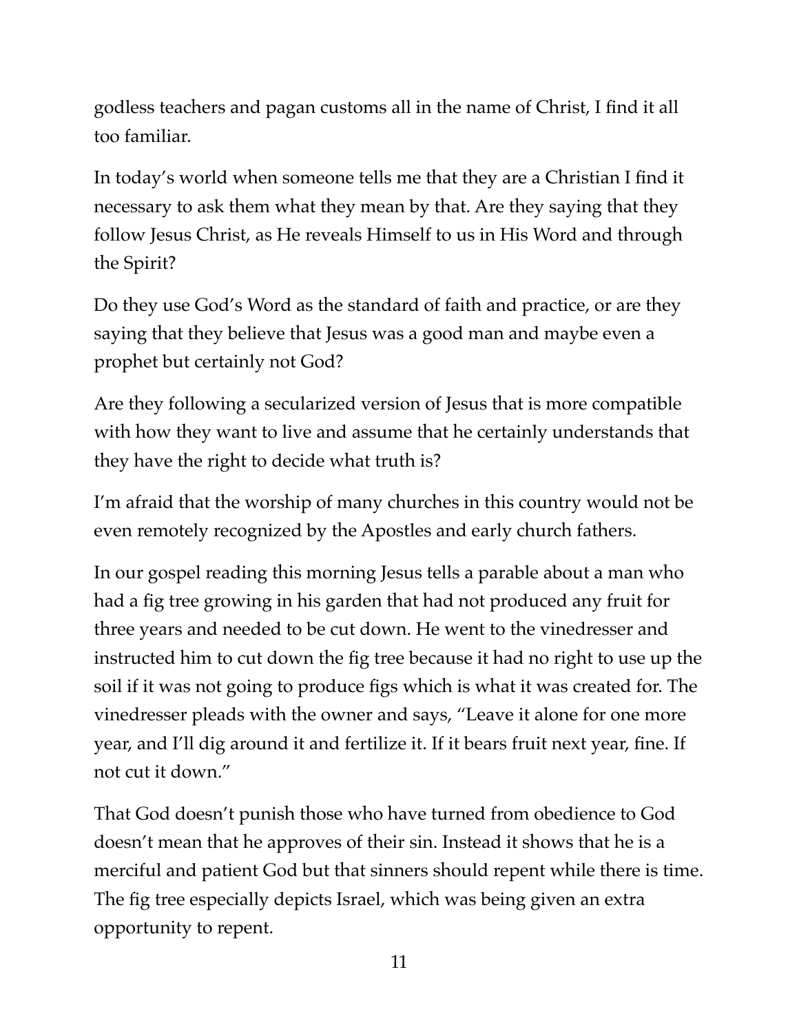godless teachers and pagan customs all in the name of Christ, I find it all too familiar.

In today's world when someone tells me that they are a Christian I find it necessary to ask them what they mean by that. Are they saying that they follow Jesus Christ, as He reveals Himself to us in His Word and through the Spirit?

Do they use God's Word as the standard of faith and practice, or are they saying that they believe that Jesus was a good man and maybe even a prophet but certainly not God?

Are they following a secularized version of Jesus that is more compatible with how they want to live and assume that he certainly understands that they have the right to decide what truth is?

I'm afraid that the worship of many churches in this country would not be even remotely recognized by the Apostles and early church fathers.

In our gospel reading this morning Jesus tells a parable about a man who had a fig tree growing in his garden that had not produced any fruit for three years and needed to be cut down. He went to the vinedresser and instructed him to cut down the fig tree because it had no right to use up the soil if it was not going to produce figs which is what it was created for. The vinedresser pleads with the owner and says, "Leave it alone for one more year, and I'll dig around it and fertilize it. If it bears fruit next year, fine. If not cut it down."

That God doesn't punish those who have turned from obedience to God doesn't mean that he approves of their sin. Instead it shows that he is a merciful and patient God but that sinners should repent while there is time. The fig tree especially depicts Israel, which was being given an extra opportunity to repent.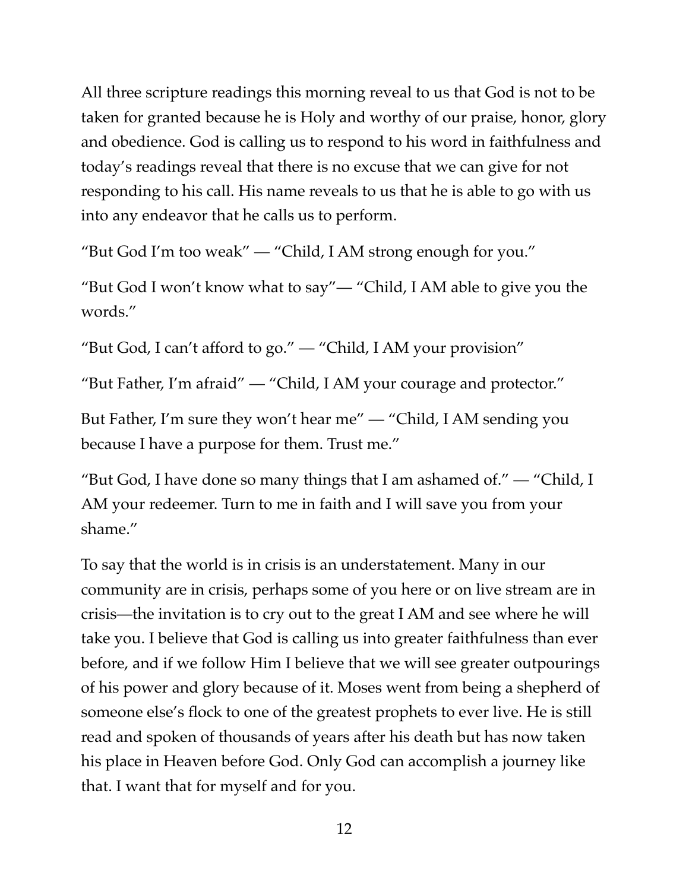All three scripture readings this morning reveal to us that God is not to be taken for granted because he is Holy and worthy of our praise, honor, glory and obedience. God is calling us to respond to his word in faithfulness and today's readings reveal that there is no excuse that we can give for not responding to his call. His name reveals to us that he is able to go with us into any endeavor that he calls us to perform.

"But God I'm too weak" — "Child, I AM strong enough for you."

"But God I won't know what to say"— "Child, I AM able to give you the words."

"But God, I can't afford to go." — "Child, I AM your provision"

"But Father, I'm afraid" — "Child, I AM your courage and protector."

But Father, I'm sure they won't hear me" — "Child, I AM sending you because I have a purpose for them. Trust me."

"But God, I have done so many things that I am ashamed of." — "Child, I AM your redeemer. Turn to me in faith and I will save you from your shame."

To say that the world is in crisis is an understatement. Many in our community are in crisis, perhaps some of you here or on live stream are in crisis—the invitation is to cry out to the great I AM and see where he will take you. I believe that God is calling us into greater faithfulness than ever before, and if we follow Him I believe that we will see greater outpourings of his power and glory because of it. Moses went from being a shepherd of someone else's flock to one of the greatest prophets to ever live. He is still read and spoken of thousands of years after his death but has now taken his place in Heaven before God. Only God can accomplish a journey like that. I want that for myself and for you.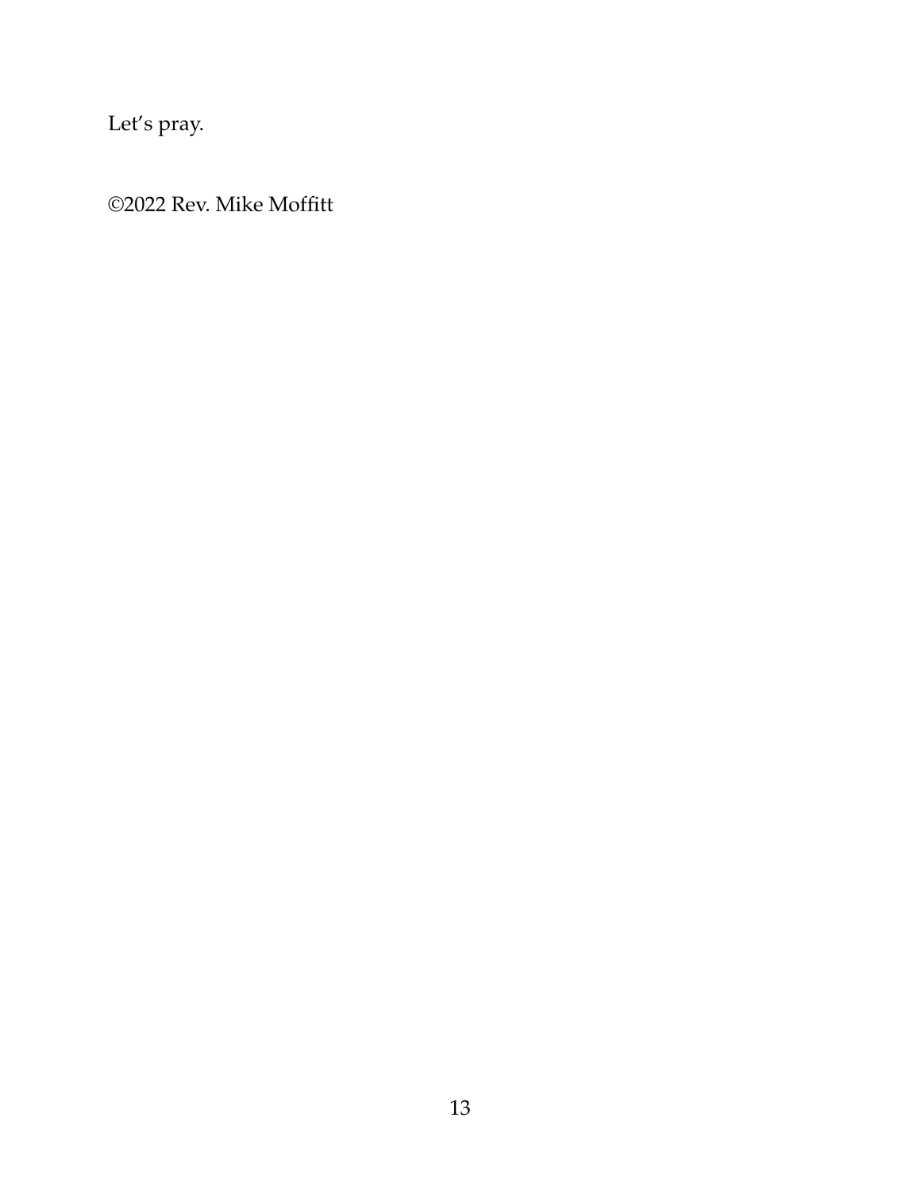Let's pray.

©2022 Rev. Mike Moffitt